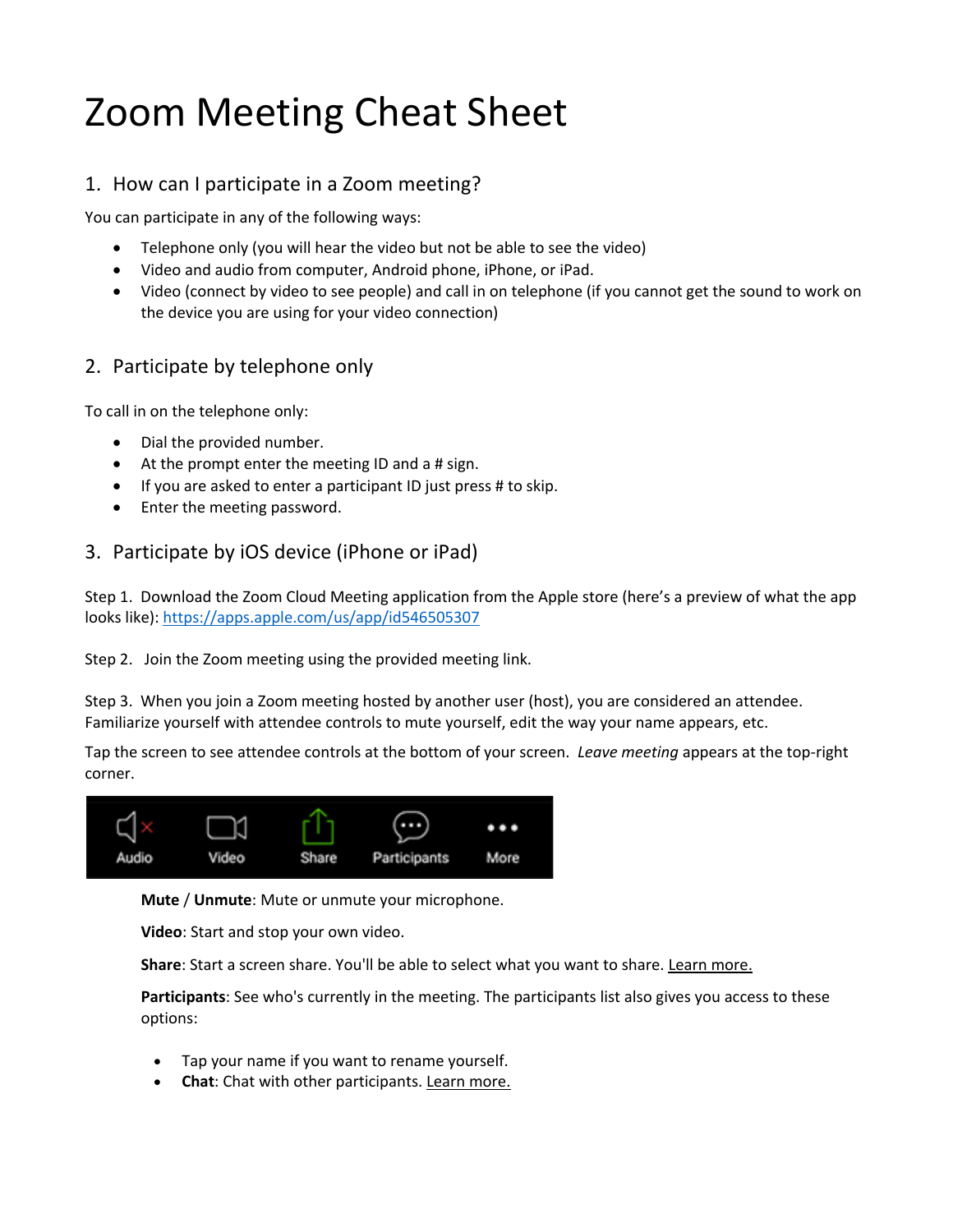# Zoom Meeting Cheat Sheet

## 1. How can I participate in a Zoom meeting?

You can participate in any of the following ways:

- Telephone only (you will hear the video but not be able to see the video)
- Video and audio from computer, Android phone, iPhone, or iPad.
- Video (connect by video to see people) and call in on telephone (if you cannot get the sound to work on the device you are using for your video connection)

## 2. Participate by telephone only

To call in on the telephone only:

- Dial the provided number.
- At the prompt enter the meeting ID and a # sign.
- If you are asked to enter a participant ID just press # to skip.
- Enter the meeting password.

## 3. Participate by iOS device (iPhone or iPad)

Step 1. Download the Zoom Cloud Meeting application from the Apple store (here's a preview of what the app looks like): https://apps.apple.com/us/app/id546505307

Step 2. Join the Zoom meeting using the provided meeting link.

Step 3. When you join a Zoom meeting hosted by another user (host), you are considered an attendee. Familiarize yourself with attendee controls to mute yourself, edit the way your name appears, etc.

Tap the screen to see attendee controls at the bottom of your screen. *Leave meeting* appears at the top-right corner.

Audio Video Share Participants More

**Mute** / **Unmute**: Mute or unmute your microphone.

**Video**: Start and stop your own video.

**Share**: Start a screen share. You'll be able to select what you want to share. Learn more.

**Participants**: See who's currently in the meeting. The participants list also gives you access to these options:

- Tap your name if you want to rename yourself.
- **Chat**: Chat with other participants. Learn more.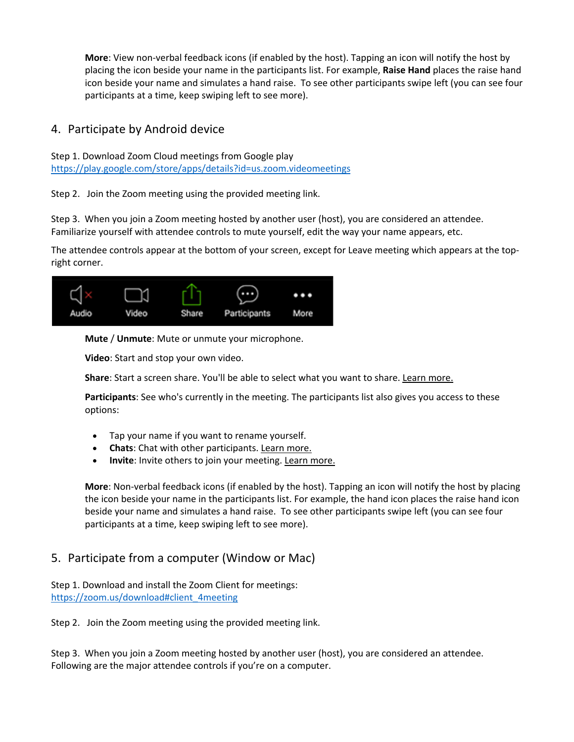**More**: View non-verbal feedback icons (if enabled by the host). Tapping an icon will notify the host by placing the icon beside your name in the participants list. For example, **Raise Hand** places the raise hand icon beside your name and simulates a hand raise. To see other participants swipe left (you can see four participants at a time, keep swiping left to see more).

## 4. Participate by Android device

Step 1. Download Zoom Cloud meetings from Google play
https://play.google.com/store/apps/details?id=us.zoom.videomeetings

Step 2. Join the Zoom meeting using the provided meeting link.

Step 3. When you join a Zoom meeting hosted by another user (host), you are considered an attendee. Familiarize yourself with attendee controls to mute yourself, edit the way your name appears, etc.

The attendee controls appear at the bottom of your screen, except for Leave meeting which appears at the top-right corner.

Audio Video Share Participants More

**Mute** / **Unmute**: Mute or unmute your microphone.

**Video**: Start and stop your own video.

**Share**: Start a screen share. You'll be able to select what you want to share. Learn more.

**Participants**: See who's currently in the meeting. The participants list also gives you access to these options:

- Tap your name if you want to rename yourself.
- **Chats**: Chat with other participants. Learn more.
- **Invite**: Invite others to join your meeting. Learn more.

**More**: Non-verbal feedback icons (if enabled by the host). Tapping an icon will notify the host by placing the icon beside your name in the participants list. For example, the hand icon places the raise hand icon beside your name and simulates a hand raise. To see other participants swipe left (you can see four participants at a time, keep swiping left to see more).

## 5. Participate from a computer (Window or Mac)

Step 1. Download and install the Zoom Client for meetings:
https://zoom.us/download#client_4meeting

Step 2. Join the Zoom meeting using the provided meeting link.

Step 3. When you join a Zoom meeting hosted by another user (host), you are considered an attendee. Following are the major attendee controls if you're on a computer.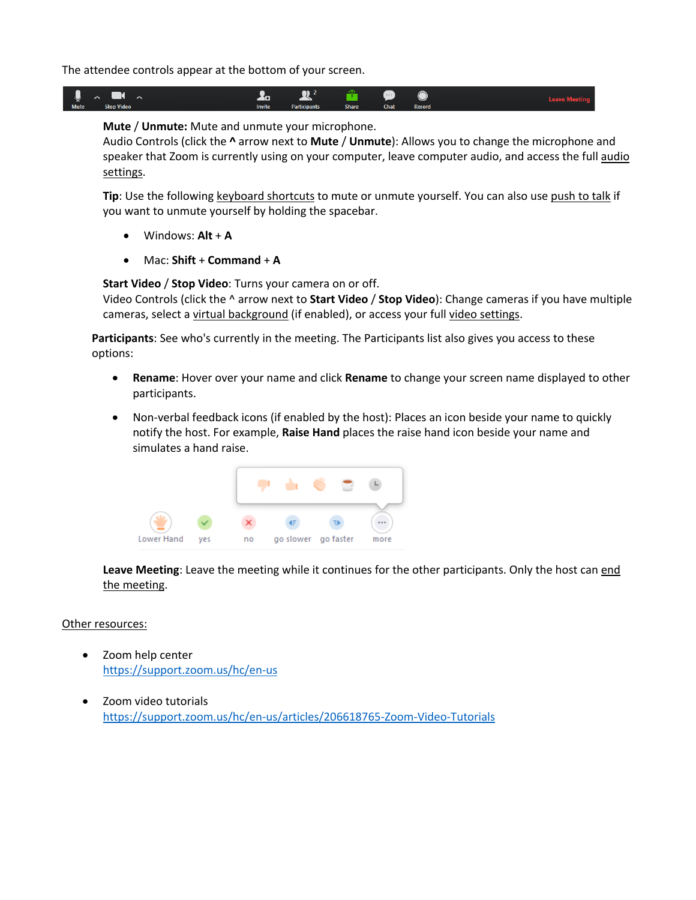The attendee controls appear at the bottom of your screen.

Mute
Stop Video
Invite
Participants
Share
Chat
Record
Leave Meeting

**Mute** / **Unmute:** Mute and unmute your microphone.
Audio Controls (click the **^** arrow next to **Mute** / **Unmute**): Allows you to change the microphone and speaker that Zoom is currently using on your computer, leave computer audio, and access the full audio settings.

**Tip**: Use the following keyboard shortcuts to mute or unmute yourself. You can also use push to talk if you want to unmute yourself by holding the spacebar.

- Windows: **Alt** + **A**
- Mac: **Shift** + **Command** + **A**

**Start Video** / **Stop Video**: Turns your camera on or off.
Video Controls (click the ^ arrow next to **Start Video** / **Stop Video**): Change cameras if you have multiple cameras, select a virtual background (if enabled), or access your full video settings.

**Participants**: See who's currently in the meeting. The Participants list also gives you access to these options:

- **Rename**: Hover over your name and click **Rename** to change your screen name displayed to other participants.
- Non-verbal feedback icons (if enabled by the host): Places an icon beside your name to quickly notify the host. For example, **Raise Hand** places the raise hand icon beside your name and simulates a hand raise.

Lower Hand
yes
no
go slower
go faster
more

**Leave Meeting**: Leave the meeting while it continues for the other participants. Only the host can end the meeting.

Other resources:

- Zoom help center
  https://support.zoom.us/hc/en-us
- Zoom video tutorials
  https://support.zoom.us/hc/en-us/articles/206618765-Zoom-Video-Tutorials